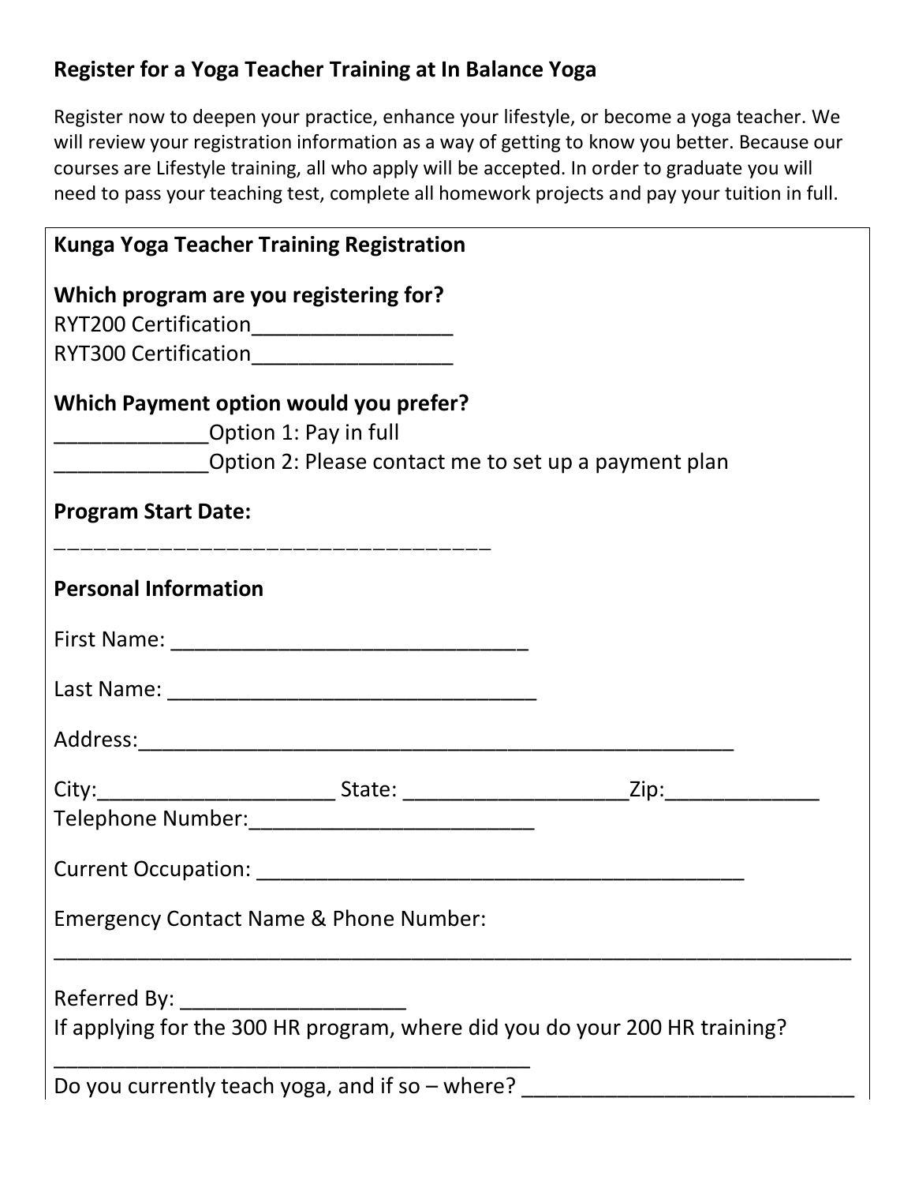## Register for a Yoga Teacher Training at In Balance Yoga

Register now to deepen your practice, enhance your lifestyle, or become a yoga teacher. We will review your registration information as a way of getting to know you better. Because our courses are Lifestyle training, all who apply will be accepted. In order to graduate you will need to pass your teaching test, complete all homework projects and pay your tuition in full.

**Kunga Yoga Teacher Training Registration**

**Which program are you registering for?**
RYT200 Certification_________________
RYT300 Certification_________________

**Which Payment option would you prefer?**
_____________Option 1: Pay in full
_____________Option 2: Please contact me to set up a payment plan

**Program Start Date:**
___________________________________

**Personal Information**

First Name: ______________________________

Last Name: _______________________________

Address:__________________________________________________

City:____________________ State: ___________________Zip:_____________
Telephone Number:________________________

Current Occupation: ________________________________________

Emergency Contact Name & Phone Number:
__________________________________________________________________

Referred By: ___________________
If applying for the 300 HR program, where did you do your 200 HR training?
__________________________________________
Do you currently teach yoga, and if so – where? ____________________________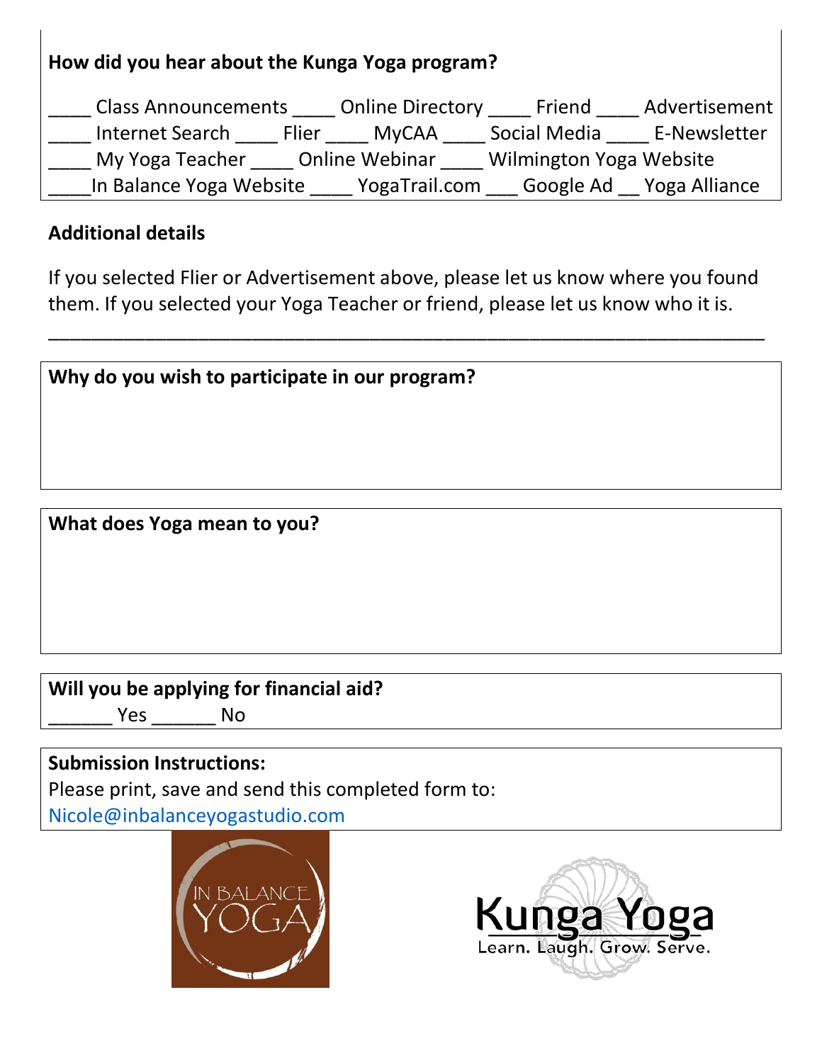**How did you hear about the Kunga Yoga program?**

____ Class Announcements ____ Online Directory ____ Friend ____ Advertisement
____ Internet Search ____ Flier ____ MyCAA ____ Social Media ____ E-Newsletter
____ My Yoga Teacher ____ Online Webinar ____ Wilmington Yoga Website
____In Balance Yoga Website ____ YogaTrail.com ___ Google Ad __ Yoga Alliance

**Additional details**

If you selected Flier or Advertisement above, please let us know where you found them. If you selected your Yoga Teacher or friend, please let us know who it is.

_______________________________________________________________

**Why do you wish to participate in our program?**

**What does Yoga mean to you?**

**Will you be applying for financial aid?**
______ Yes ______ No

**Submission Instructions:**
Please print, save and send this completed form to:
Nicole@inbalanceyogastudio.com

IN BALANCE YOGA

Kunga Yoga
Learn. Laugh. Grow. Serve.